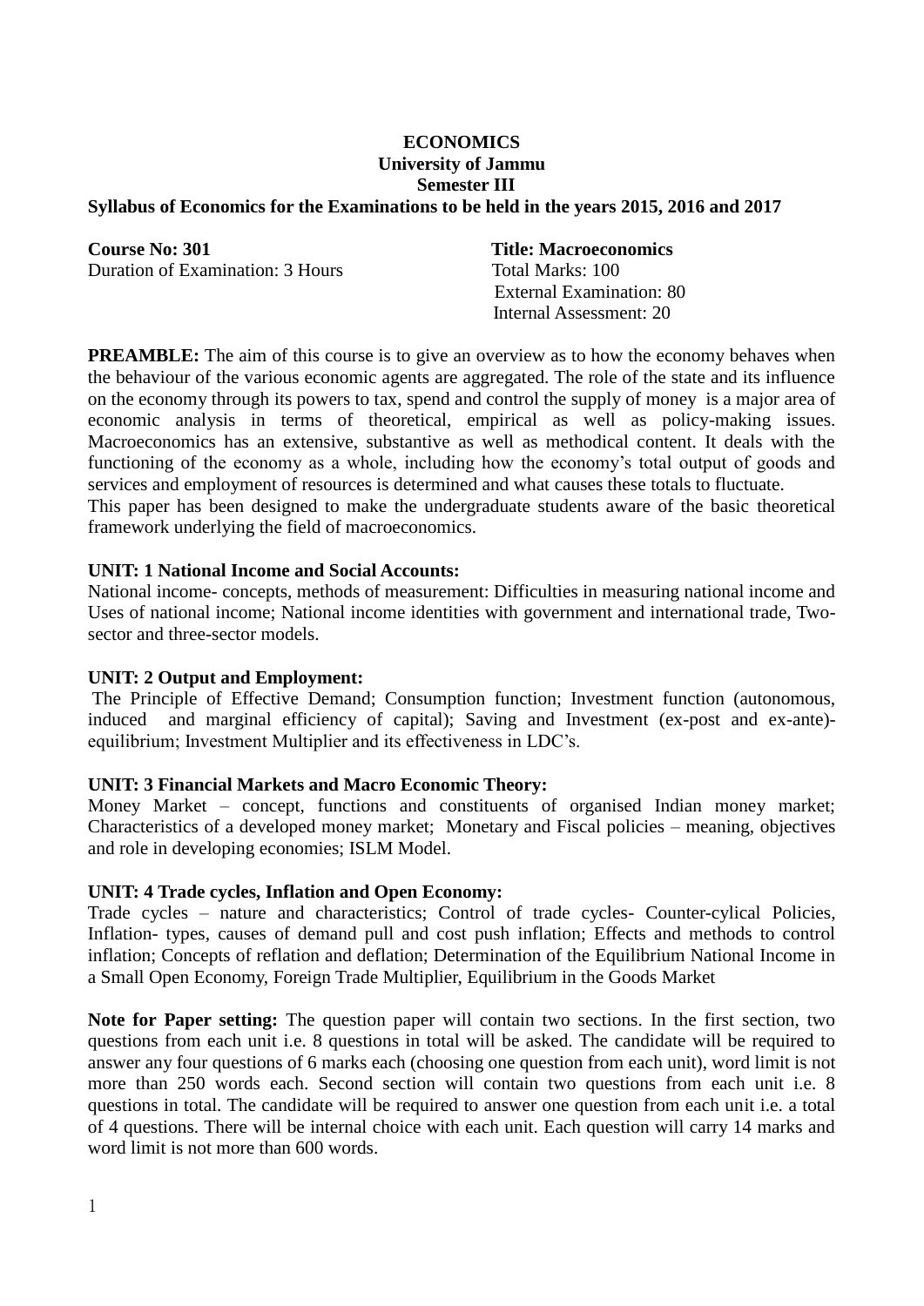# ECONOMICS
## University of Jammu
## Semester III
### Syllabus of Economics for the Examinations to be held in the years 2015, 2016 and 2017

**Course No: 301** | **Title: Macroeconomics**

Duration of Examination: 3 Hours

Total Marks: 100
External Examination: 80
Internal Assessment: 20

**PREAMBLE:** The aim of this course is to give an overview as to how the economy behaves when the behaviour of the various economic agents are aggregated. The role of the state and its influence on the economy through its powers to tax, spend and control the supply of money is a major area of economic analysis in terms of theoretical, empirical as well as policy-making issues. Macroeconomics has an extensive, substantive as well as methodical content. It deals with the functioning of the economy as a whole, including how the economy's total output of goods and services and employment of resources is determined and what causes these totals to fluctuate.
This paper has been designed to make the undergraduate students aware of the basic theoretical framework underlying the field of macroeconomics.

**UNIT: 1 National Income and Social Accounts:**
National income- concepts, methods of measurement: Difficulties in measuring national income and Uses of national income; National income identities with government and international trade, Two-sector and three-sector models.

**UNIT: 2 Output and Employment:**
The Principle of Effective Demand; Consumption function; Investment function (autonomous, induced and marginal efficiency of capital); Saving and Investment (ex-post and ex-ante)-equilibrium; Investment Multiplier and its effectiveness in LDC's.

**UNIT: 3 Financial Markets and Macro Economic Theory:**
Money Market – concept, functions and constituents of organised Indian money market; Characteristics of a developed money market; Monetary and Fiscal policies – meaning, objectives and role in developing economies; ISLM Model.

**UNIT: 4 Trade cycles, Inflation and Open Economy:**
Trade cycles – nature and characteristics; Control of trade cycles- Counter-cylical Policies, Inflation- types, causes of demand pull and cost push inflation; Effects and methods to control inflation; Concepts of reflation and deflation; Determination of the Equilibrium National Income in a Small Open Economy, Foreign Trade Multiplier, Equilibrium in the Goods Market

**Note for Paper setting:** The question paper will contain two sections. In the first section, two questions from each unit i.e. 8 questions in total will be asked. The candidate will be required to answer any four questions of 6 marks each (choosing one question from each unit), word limit is not more than 250 words each. Second section will contain two questions from each unit i.e. 8 questions in total. The candidate will be required to answer one question from each unit i.e. a total of 4 questions. There will be internal choice with each unit. Each question will carry 14 marks and word limit is not more than 600 words.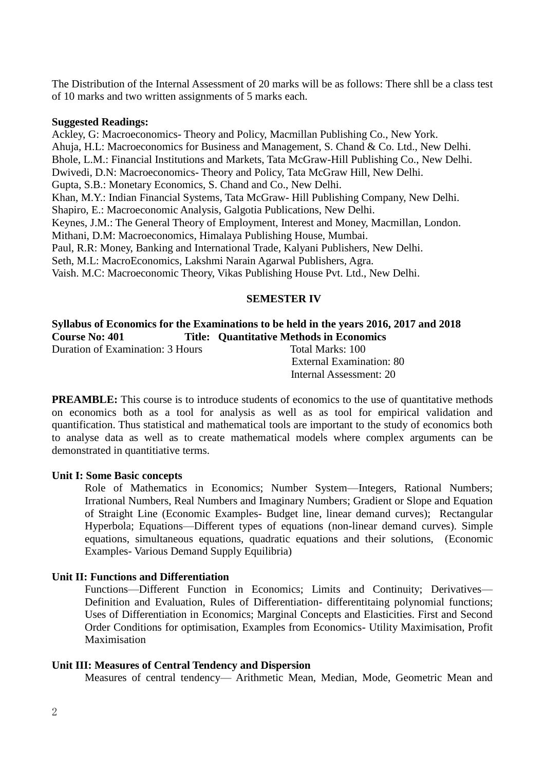The Distribution of the Internal Assessment of 20 marks will be as follows: There shll be a class test of 10 marks and two written assignments of 5 marks each.

**Suggested Readings:**

Ackley, G: Macroeconomics- Theory and Policy, Macmillan Publishing Co., New York.
Ahuja, H.L: Macroeconomics for Business and Management, S. Chand & Co. Ltd., New Delhi.
Bhole, L.M.: Financial Institutions and Markets, Tata McGraw-Hill Publishing Co., New Delhi.
Dwivedi, D.N: Macroeconomics- Theory and Policy, Tata McGraw Hill, New Delhi.
Gupta, S.B.: Monetary Economics, S. Chand and Co., New Delhi.
Khan, M.Y.: Indian Financial Systems, Tata McGraw- Hill Publishing Company, New Delhi.
Shapiro, E.: Macroeconomic Analysis, Galgotia Publications, New Delhi.
Keynes, J.M.: The General Theory of Employment, Interest and Money, Macmillan, London.
Mithani, D.M: Macroeconomics, Himalaya Publishing House, Mumbai.
Paul, R.R: Money, Banking and International Trade, Kalyani Publishers, New Delhi.
Seth, M.L: MacroEconomics, Lakshmi Narain Agarwal Publishers, Agra.
Vaish. M.C: Macroeconomic Theory, Vikas Publishing House Pvt. Ltd., New Delhi.

## SEMESTER IV

**Syllabus of Economics for the Examinations to be held in the years 2016, 2017 and 2018**
**Course No: 401** **Title: Quantitative Methods in Economics**

Duration of Examination: 3 Hours
Total Marks: 100
External Examination: 80
Internal Assessment: 20

**PREAMBLE:** This course is to introduce students of economics to the use of quantitative methods on economics both as a tool for analysis as well as as tool for empirical validation and quantification. Thus statistical and mathematical tools are important to the study of economics both to analyse data as well as to create mathematical models where complex arguments can be demonstrated in quantitiative terms.

**Unit I: Some Basic concepts**

Role of Mathematics in Economics; Number System—Integers, Rational Numbers; Irrational Numbers, Real Numbers and Imaginary Numbers; Gradient or Slope and Equation of Straight Line (Economic Examples- Budget line, linear demand curves); Rectangular Hyperbola; Equations—Different types of equations (non-linear demand curves). Simple equations, simultaneous equations, quadratic equations and their solutions, (Economic Examples- Various Demand Supply Equilibria)

**Unit II: Functions and Differentiation**

Functions—Different Function in Economics; Limits and Continuity; Derivatives—Definition and Evaluation, Rules of Differentiation- differentitaing polynomial functions; Uses of Differentiation in Economics; Marginal Concepts and Elasticities. First and Second Order Conditions for optimisation, Examples from Economics- Utility Maximisation, Profit Maximisation

**Unit III: Measures of Central Tendency and Dispersion**

Measures of central tendency— Arithmetic Mean, Median, Mode, Geometric Mean and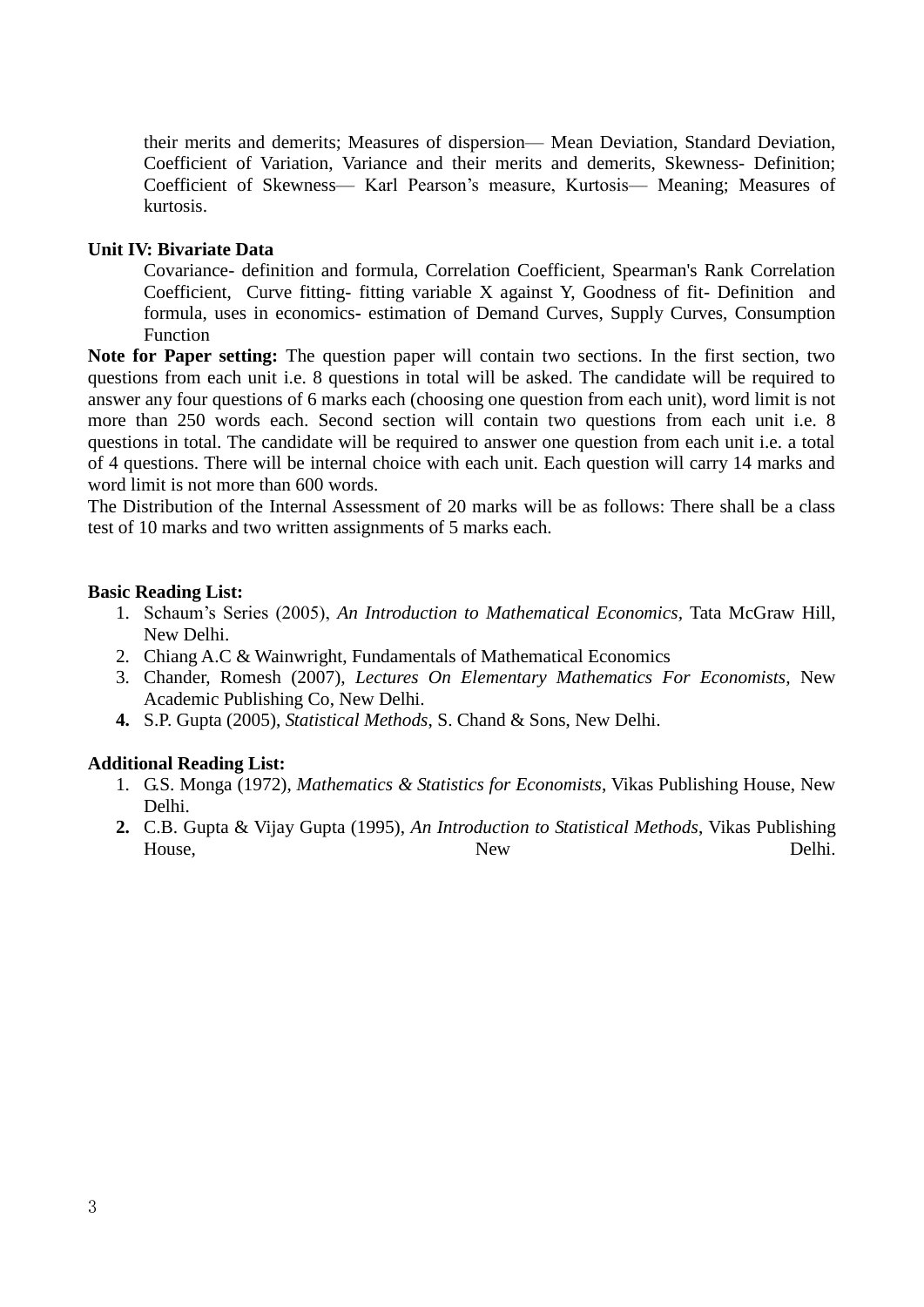their merits and demerits; Measures of dispersion— Mean Deviation, Standard Deviation, Coefficient of Variation, Variance and their merits and demerits, Skewness- Definition; Coefficient of Skewness— Karl Pearson's measure, Kurtosis— Meaning; Measures of kurtosis.

**Unit IV: Bivariate Data**

Covariance- definition and formula, Correlation Coefficient, Spearman's Rank Correlation Coefficient, Curve fitting- fitting variable X against Y, Goodness of fit- Definition and formula, uses in economics- estimation of Demand Curves, Supply Curves, Consumption Function

**Note for Paper setting:** The question paper will contain two sections. In the first section, two questions from each unit i.e. 8 questions in total will be asked. The candidate will be required to answer any four questions of 6 marks each (choosing one question from each unit), word limit is not more than 250 words each. Second section will contain two questions from each unit i.e. 8 questions in total. The candidate will be required to answer one question from each unit i.e. a total of 4 questions. There will be internal choice with each unit. Each question will carry 14 marks and word limit is not more than 600 words.

The Distribution of the Internal Assessment of 20 marks will be as follows: There shall be a class test of 10 marks and two written assignments of 5 marks each.

**Basic Reading List:**

1. Schaum's Series (2005), *An Introduction to Mathematical Economics*, Tata McGraw Hill, New Delhi.
2. Chiang A.C & Wainwright, Fundamentals of Mathematical Economics
3. Chander, Romesh (2007), *Lectures On Elementary Mathematics For Economists,* New Academic Publishing Co, New Delhi.
4. S.P. Gupta (2005), *Statistical Methods*, S. Chand & Sons, New Delhi.

**Additional Reading List:**

1. G.S. Monga (1972), *Mathematics & Statistics for Economists*, Vikas Publishing House, New Delhi.
2. C.B. Gupta & Vijay Gupta (1995), *An Introduction to Statistical Methods*, Vikas Publishing House, New Delhi.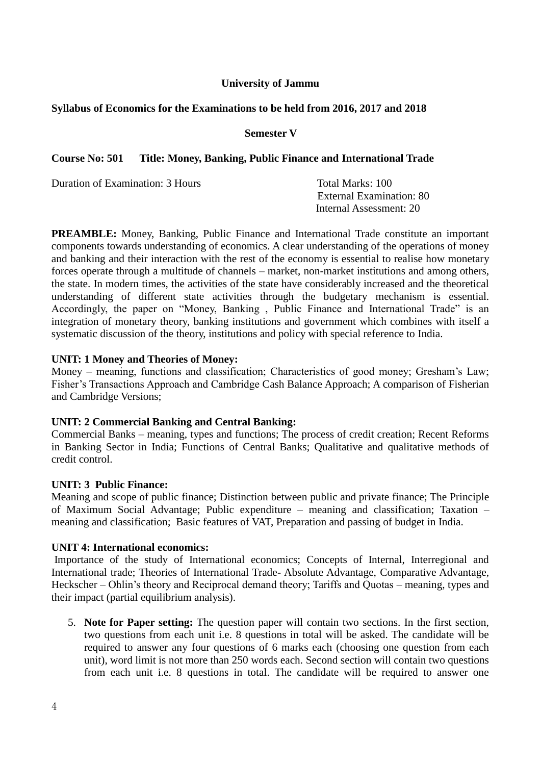**University of Jammu**

**Syllabus of Economics for the Examinations to be held from 2016, 2017 and 2018**

**Semester V**

**Course No: 501 Title: Money, Banking, Public Finance and International Trade**

Duration of Examination: 3 Hours

Total Marks: 100
External Examination: 80
Internal Assessment: 20

**PREAMBLE:** Money, Banking, Public Finance and International Trade constitute an important components towards understanding of economics. A clear understanding of the operations of money and banking and their interaction with the rest of the economy is essential to realise how monetary forces operate through a multitude of channels – market, non-market institutions and among others, the state. In modern times, the activities of the state have considerably increased and the theoretical understanding of different state activities through the budgetary mechanism is essential. Accordingly, the paper on "Money, Banking , Public Finance and International Trade" is an integration of monetary theory, banking institutions and government which combines with itself a systematic discussion of the theory, institutions and policy with special reference to India.

**UNIT: 1 Money and Theories of Money:**
Money – meaning, functions and classification; Characteristics of good money; Gresham's Law; Fisher's Transactions Approach and Cambridge Cash Balance Approach; A comparison of Fisherian and Cambridge Versions;

**UNIT: 2 Commercial Banking and Central Banking:**
Commercial Banks – meaning, types and functions; The process of credit creation; Recent Reforms in Banking Sector in India; Functions of Central Banks; Qualitative and qualitative methods of credit control.

**UNIT: 3 Public Finance:**
Meaning and scope of public finance; Distinction between public and private finance; The Principle of Maximum Social Advantage; Public expenditure – meaning and classification; Taxation – meaning and classification; Basic features of VAT, Preparation and passing of budget in India.

**UNIT 4: International economics:**
Importance of the study of International economics; Concepts of Internal, Interregional and International trade; Theories of International Trade- Absolute Advantage, Comparative Advantage, Heckscher – Ohlin's theory and Reciprocal demand theory; Tariffs and Quotas – meaning, types and their impact (partial equilibrium analysis).

5. **Note for Paper setting:** The question paper will contain two sections. In the first section, two questions from each unit i.e. 8 questions in total will be asked. The candidate will be required to answer any four questions of 6 marks each (choosing one question from each unit), word limit is not more than 250 words each. Second section will contain two questions from each unit i.e. 8 questions in total. The candidate will be required to answer one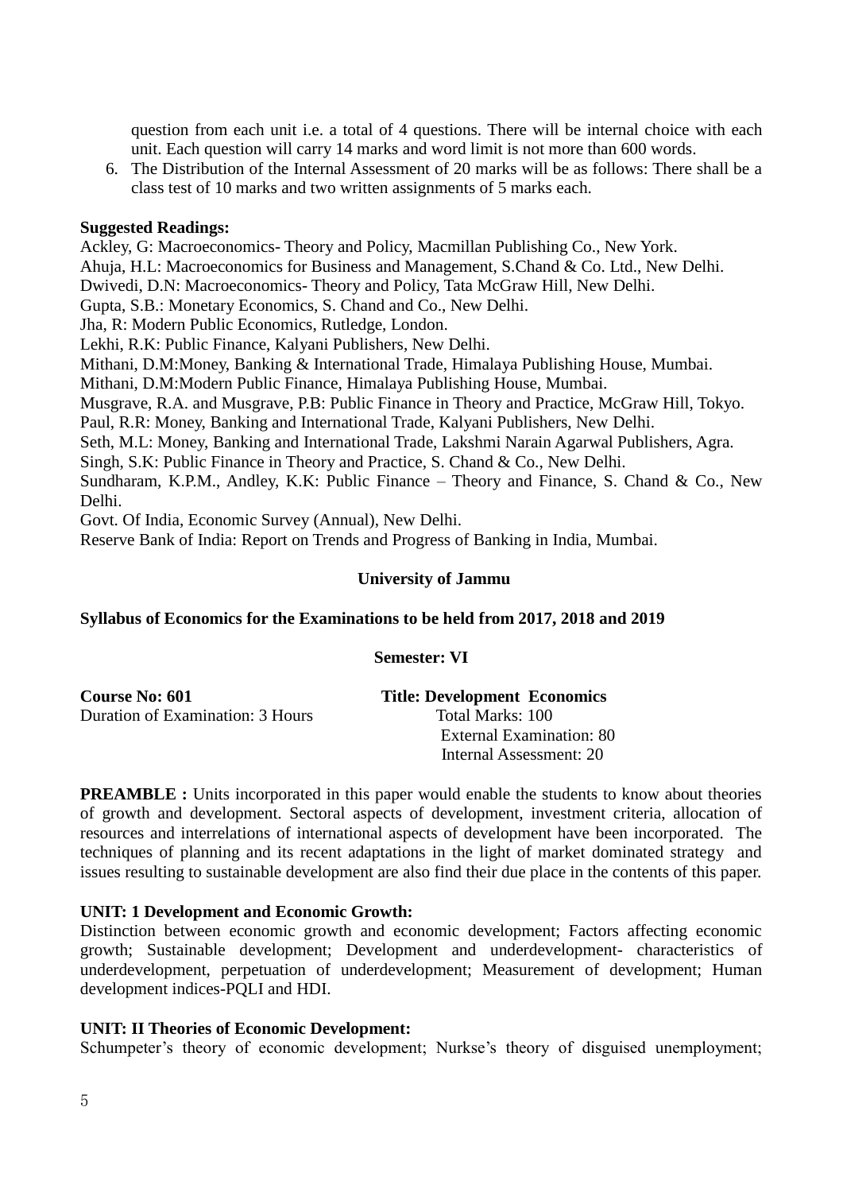question from each unit i.e. a total of 4 questions. There will be internal choice with each unit. Each question will carry 14 marks and word limit is not more than 600 words.

6. The Distribution of the Internal Assessment of 20 marks will be as follows: There shall be a class test of 10 marks and two written assignments of 5 marks each.

**Suggested Readings:**

Ackley, G: Macroeconomics- Theory and Policy, Macmillan Publishing Co., New York.
Ahuja, H.L: Macroeconomics for Business and Management, S.Chand & Co. Ltd., New Delhi.
Dwivedi, D.N: Macroeconomics- Theory and Policy, Tata McGraw Hill, New Delhi.
Gupta, S.B.: Monetary Economics, S. Chand and Co., New Delhi.
Jha, R: Modern Public Economics, Rutledge, London.
Lekhi, R.K: Public Finance, Kalyani Publishers, New Delhi.
Mithani, D.M:Money, Banking & International Trade, Himalaya Publishing House, Mumbai.
Mithani, D.M:Modern Public Finance, Himalaya Publishing House, Mumbai.
Musgrave, R.A. and Musgrave, P.B: Public Finance in Theory and Practice, McGraw Hill, Tokyo.
Paul, R.R: Money, Banking and International Trade, Kalyani Publishers, New Delhi.
Seth, M.L: Money, Banking and International Trade, Lakshmi Narain Agarwal Publishers, Agra.
Singh, S.K: Public Finance in Theory and Practice, S. Chand & Co., New Delhi.
Sundharam, K.P.M., Andley, K.K: Public Finance – Theory and Finance, S. Chand & Co., New Delhi.
Govt. Of India, Economic Survey (Annual), New Delhi.
Reserve Bank of India: Report on Trends and Progress of Banking in India, Mumbai.

## University of Jammu

**Syllabus of Economics for the Examinations to be held from 2017, 2018 and 2019**

**Semester: VI**

**Course No: 601** **Title: Development Economics**

Duration of Examination: 3 Hours
Total Marks: 100
External Examination: 80
Internal Assessment: 20

**PREAMBLE :** Units incorporated in this paper would enable the students to know about theories of growth and development. Sectoral aspects of development, investment criteria, allocation of resources and interrelations of international aspects of development have been incorporated. The techniques of planning and its recent adaptations in the light of market dominated strategy and issues resulting to sustainable development are also find their due place in the contents of this paper.

**UNIT: 1 Development and Economic Growth:**

Distinction between economic growth and economic development; Factors affecting economic growth; Sustainable development; Development and underdevelopment- characteristics of underdevelopment, perpetuation of underdevelopment; Measurement of development; Human development indices-PQLI and HDI.

**UNIT: II Theories of Economic Development:**

Schumpeter's theory of economic development; Nurkse's theory of disguised unemployment;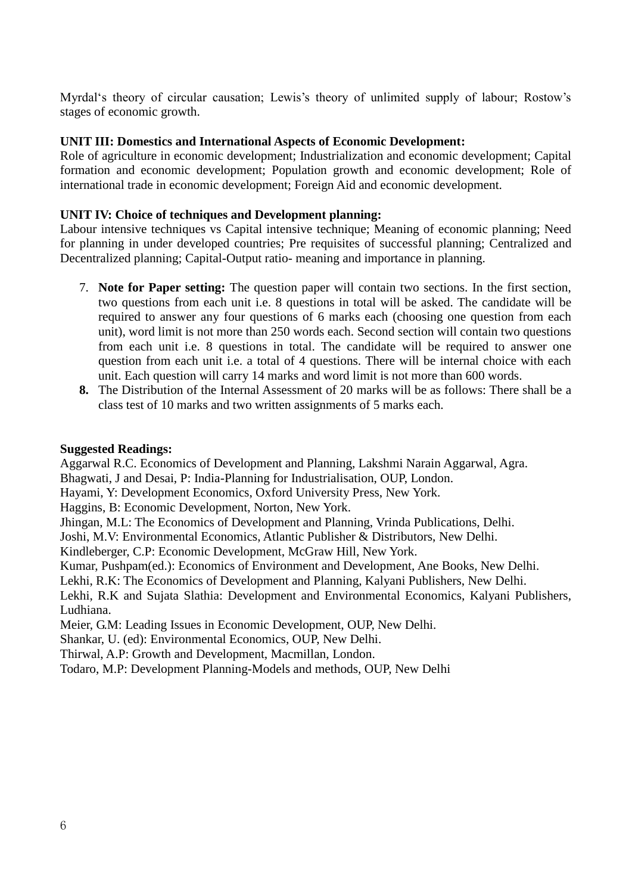Myrdal's theory of circular causation; Lewis's theory of unlimited supply of labour; Rostow's stages of economic growth.

**UNIT III: Domestics and International Aspects of Economic Development:**
Role of agriculture in economic development; Industrialization and economic development; Capital formation and economic development; Population growth and economic development; Role of international trade in economic development; Foreign Aid and economic development.

**UNIT IV: Choice of techniques and Development planning:**
Labour intensive techniques vs Capital intensive technique; Meaning of economic planning; Need for planning in under developed countries; Pre requisites of successful planning; Centralized and Decentralized planning; Capital-Output ratio- meaning and importance in planning.

7. **Note for Paper setting:** The question paper will contain two sections. In the first section, two questions from each unit i.e. 8 questions in total will be asked. The candidate will be required to answer any four questions of 6 marks each (choosing one question from each unit), word limit is not more than 250 words each. Second section will contain two questions from each unit i.e. 8 questions in total. The candidate will be required to answer one question from each unit i.e. a total of 4 questions. There will be internal choice with each unit. Each question will carry 14 marks and word limit is not more than 600 words.
8. The Distribution of the Internal Assessment of 20 marks will be as follows: There shall be a class test of 10 marks and two written assignments of 5 marks each.

**Suggested Readings:**

Aggarwal R.C. Economics of Development and Planning, Lakshmi Narain Aggarwal, Agra.
Bhagwati, J and Desai, P: India-Planning for Industrialisation, OUP, London.
Hayami, Y: Development Economics, Oxford University Press, New York.
Haggins, B: Economic Development, Norton, New York.
Jhingan, M.L: The Economics of Development and Planning, Vrinda Publications, Delhi.
Joshi, M.V: Environmental Economics, Atlantic Publisher & Distributors, New Delhi.
Kindleberger, C.P: Economic Development, McGraw Hill, New York.
Kumar, Pushpam(ed.): Economics of Environment and Development, Ane Books, New Delhi.
Lekhi, R.K: The Economics of Development and Planning, Kalyani Publishers, New Delhi.
Lekhi, R.K and Sujata Slathia: Development and Environmental Economics, Kalyani Publishers, Ludhiana.
Meier, G.M: Leading Issues in Economic Development, OUP, New Delhi.
Shankar, U. (ed): Environmental Economics, OUP, New Delhi.
Thirwal, A.P: Growth and Development, Macmillan, London.
Todaro, M.P: Development Planning-Models and methods, OUP, New Delhi